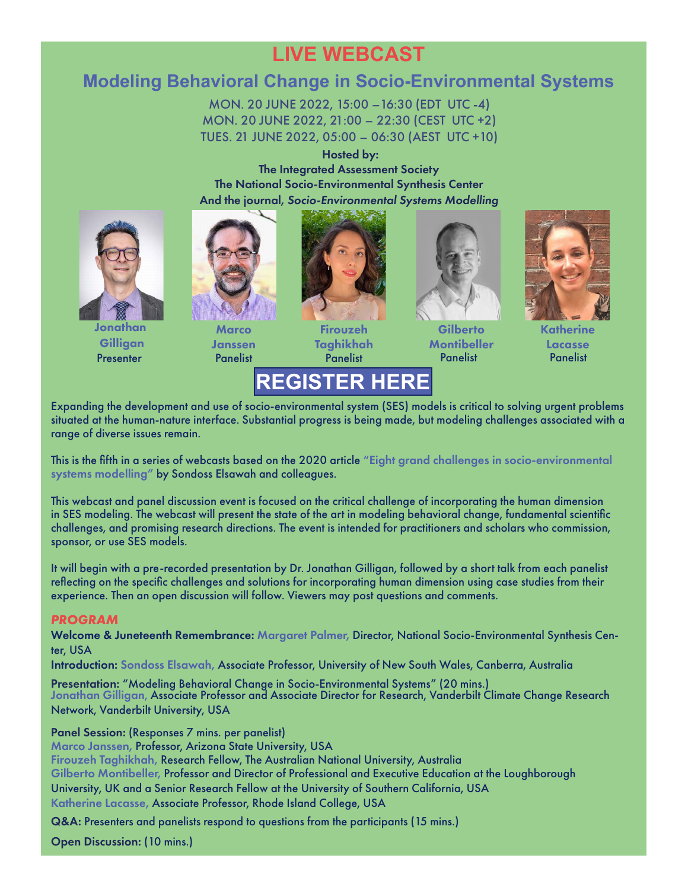# LIVE WEBCAST

## Modeling Behavioral Change in Socio-Environmental Systems

MON. 20 JUNE 2022, 15:00 – 16:30 (EDT UTC -4)
MON. 20 JUNE 2022, 21:00 – 22:30 (CEST UTC +2)
TUES. 21 JUNE 2022, 05:00 – 06:30 (AEST UTC +10)

**Hosted by:**
**The Integrated Assessment Society**
**The National Socio-Environmental Synthesis Center**
**And the journal, *Socio-Environmental Systems Modelling***

**Jonathan Gilligan**
Presenter

**Marco Janssen**
Panelist

**Firouzeh Taghikhah**
Panelist

**Gilberto Montibeller**
Panelist

**Katherine Lacasse**
Panelist

**REGISTER HERE**

Expanding the development and use of socio-environmental system (SES) models is critical to solving urgent problems situated at the human-nature interface. Substantial progress is being made, but modeling challenges associated with a range of diverse issues remain.

This is the fifth in a series of webcasts based on the 2020 article "Eight grand challenges in socio-environmental systems modelling" by Sondoss Elsawah and colleagues.

This webcast and panel discussion event is focused on the critical challenge of incorporating the human dimension in SES modeling. The webcast will present the state of the art in modeling behavioral change, fundamental scientific challenges, and promising research directions. The event is intended for practitioners and scholars who commission, sponsor, or use SES models.

It will begin with a pre-recorded presentation by Dr. Jonathan Gilligan, followed by a short talk from each panelist reflecting on the specific challenges and solutions for incorporating human dimension using case studies from their experience. Then an open discussion will follow. Viewers may post questions and comments.

### *PROGRAM*

**Welcome & Juneteenth Remembrance:** Margaret Palmer, Director, National Socio-Environmental Synthesis Center, USA

**Introduction:** Sondoss Elsawah, Associate Professor, University of New South Wales, Canberra, Australia

**Presentation:** "Modeling Behavioral Change in Socio-Environmental Systems" (20 mins.)
Jonathan Gilligan, Associate Professor and Associate Director for Research, Vanderbilt Climate Change Research Network, Vanderbilt University, USA

**Panel Session:** (Responses 7 mins. per panelist)
Marco Janssen, Professor, Arizona State University, USA
Firouzeh Taghikhah, Research Fellow, The Australian National University, Australia
Gilberto Montibeller, Professor and Director of Professional and Executive Education at the Loughborough University, UK and a Senior Research Fellow at the University of Southern California, USA
Katherine Lacasse, Associate Professor, Rhode Island College, USA

**Q&A:** Presenters and panelists respond to questions from the participants (15 mins.)

**Open Discussion:** (10 mins.)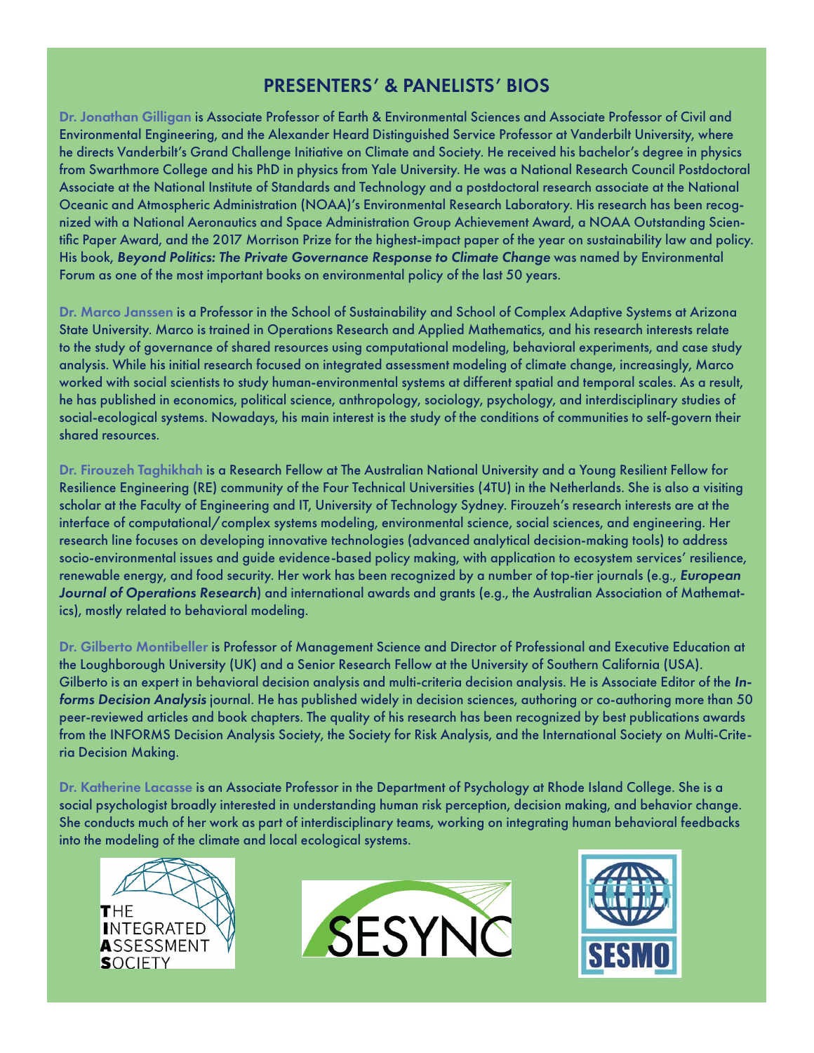## PRESENTERS' & PANELISTS' BIOS

**Dr. Jonathan Gilligan** is Associate Professor of Earth & Environmental Sciences and Associate Professor of Civil and Environmental Engineering, and the Alexander Heard Distinguished Service Professor at Vanderbilt University, where he directs Vanderbilt's Grand Challenge Initiative on Climate and Society. He received his bachelor's degree in physics from Swarthmore College and his PhD in physics from Yale University. He was a National Research Council Postdoctoral Associate at the National Institute of Standards and Technology and a postdoctoral research associate at the National Oceanic and Atmospheric Administration (NOAA)'s Environmental Research Laboratory. His research has been recognized with a National Aeronautics and Space Administration Group Achievement Award, a NOAA Outstanding Scientific Paper Award, and the 2017 Morrison Prize for the highest-impact paper of the year on sustainability law and policy. His book, ***Beyond Politics: The Private Governance Response to Climate Change*** was named by Environmental Forum as one of the most important books on environmental policy of the last 50 years.

**Dr. Marco Janssen** is a Professor in the School of Sustainability and School of Complex Adaptive Systems at Arizona State University. Marco is trained in Operations Research and Applied Mathematics, and his research interests relate to the study of governance of shared resources using computational modeling, behavioral experiments, and case study analysis. While his initial research focused on integrated assessment modeling of climate change, increasingly, Marco worked with social scientists to study human-environmental systems at different spatial and temporal scales. As a result, he has published in economics, political science, anthropology, sociology, psychology, and interdisciplinary studies of social-ecological systems. Nowadays, his main interest is the study of the conditions of communities to self-govern their shared resources.

**Dr. Firouzeh Taghikhah** is a Research Fellow at The Australian National University and a Young Resilient Fellow for Resilience Engineering (RE) community of the Four Technical Universities (4TU) in the Netherlands. She is also a visiting scholar at the Faculty of Engineering and IT, University of Technology Sydney. Firouzeh's research interests are at the interface of computational/complex systems modeling, environmental science, social sciences, and engineering. Her research line focuses on developing innovative technologies (advanced analytical decision-making tools) to address socio-environmental issues and guide evidence-based policy making, with application to ecosystem services' resilience, renewable energy, and food security. Her work has been recognized by a number of top-tier journals (e.g., ***European Journal of Operations Research***) and international awards and grants (e.g., the Australian Association of Mathematics), mostly related to behavioral modeling.

**Dr. Gilberto Montibeller** is Professor of Management Science and Director of Professional and Executive Education at the Loughborough University (UK) and a Senior Research Fellow at the University of Southern California (USA). Gilberto is an expert in behavioral decision analysis and multi-criteria decision analysis. He is Associate Editor of the ***Informs Decision Analysis*** journal. He has published widely in decision sciences, authoring or co-authoring more than 50 peer-reviewed articles and book chapters. The quality of his research has been recognized by best publications awards from the INFORMS Decision Analysis Society, the Society for Risk Analysis, and the International Society on Multi-Criteria Decision Making.

**Dr. Katherine Lacasse** is an Associate Professor in the Department of Psychology at Rhode Island College. She is a social psychologist broadly interested in understanding human risk perception, decision making, and behavior change. She conducts much of her work as part of interdisciplinary teams, working on integrating human behavioral feedbacks into the modeling of the climate and local ecological systems.

THE INTEGRATED ASSESSMENT SOCIETY

SESYNC

SESMO